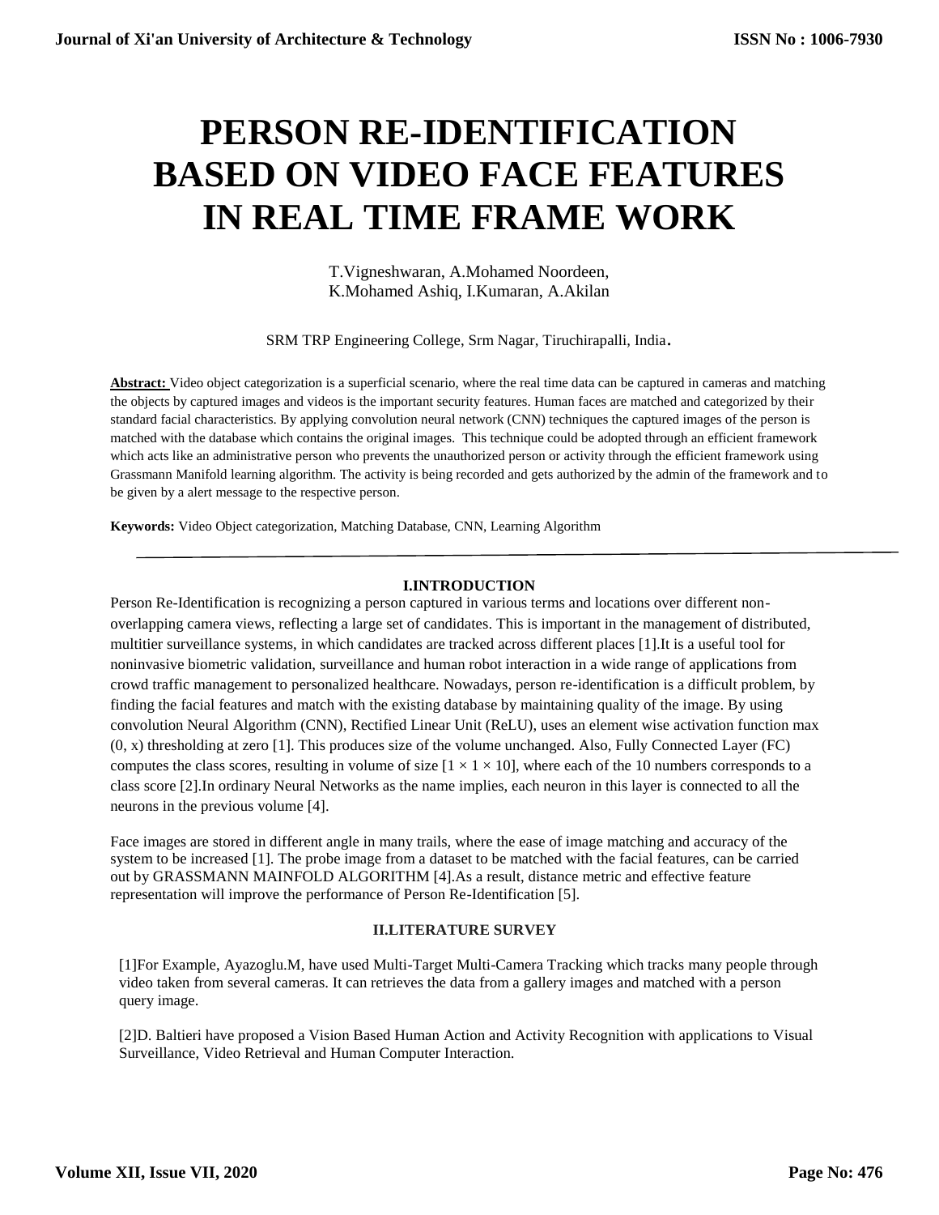# PERSON RE-IDENTIFICATION BASED ON VIDEO FACE FEATURES IN REAL TIME FRAME WORK

T.Vigneshwaran, A.Mohamed Noordeen, K.Mohamed Ashiq, I.Kumaran, A.Akilan

SRM TRP Engineering College, Srm Nagar, Tiruchirapalli, India.

**Abstract:** Video object categorization is a superficial scenario, where the real time data can be captured in cameras and matching the objects by captured images and videos is the important security features. Human faces are matched and categorized by their standard facial characteristics. By applying convolution neural network (CNN) techniques the captured images of the person is matched with the database which contains the original images. This technique could be adopted through an efficient framework which acts like an administrative person who prevents the unauthorized person or activity through the efficient framework using Grassmann Manifold learning algorithm. The activity is being recorded and gets authorized by the admin of the framework and to be given by a alert message to the respective person.

**Keywords:** Video Object categorization, Matching Database, CNN, Learning Algorithm

## I.INTRODUCTION

Person Re-Identification is recognizing a person captured in various terms and locations over different non-overlapping camera views, reflecting a large set of candidates. This is important in the management of distributed, multitier surveillance systems, in which candidates are tracked across different places [1].It is a useful tool for noninvasive biometric validation, surveillance and human robot interaction in a wide range of applications from crowd traffic management to personalized healthcare. Nowadays, person re-identification is a difficult problem, by finding the facial features and match with the existing database by maintaining quality of the image. By using convolution Neural Algorithm (CNN), Rectified Linear Unit (ReLU), uses an element wise activation function max (0, x) thresholding at zero [1]. This produces size of the volume unchanged. Also, Fully Connected Layer (FC) computes the class scores, resulting in volume of size $[1 \times 1 \times 10]$, where each of the 10 numbers corresponds to a class score [2].In ordinary Neural Networks as the name implies, each neuron in this layer is connected to all the neurons in the previous volume [4].

Face images are stored in different angle in many trails, where the ease of image matching and accuracy of the system to be increased [1]. The probe image from a dataset to be matched with the facial features, can be carried out by GRASSMANN MAINFOLD ALGORITHM [4].As a result, distance metric and effective feature representation will improve the performance of Person Re-Identification [5].

## II.LITERATURE SURVEY

[1]For Example, Ayazoglu.M, have used Multi-Target Multi-Camera Tracking which tracks many people through video taken from several cameras. It can retrieves the data from a gallery images and matched with a person query image.

[2]D. Baltieri have proposed a Vision Based Human Action and Activity Recognition with applications to Visual Surveillance, Video Retrieval and Human Computer Interaction.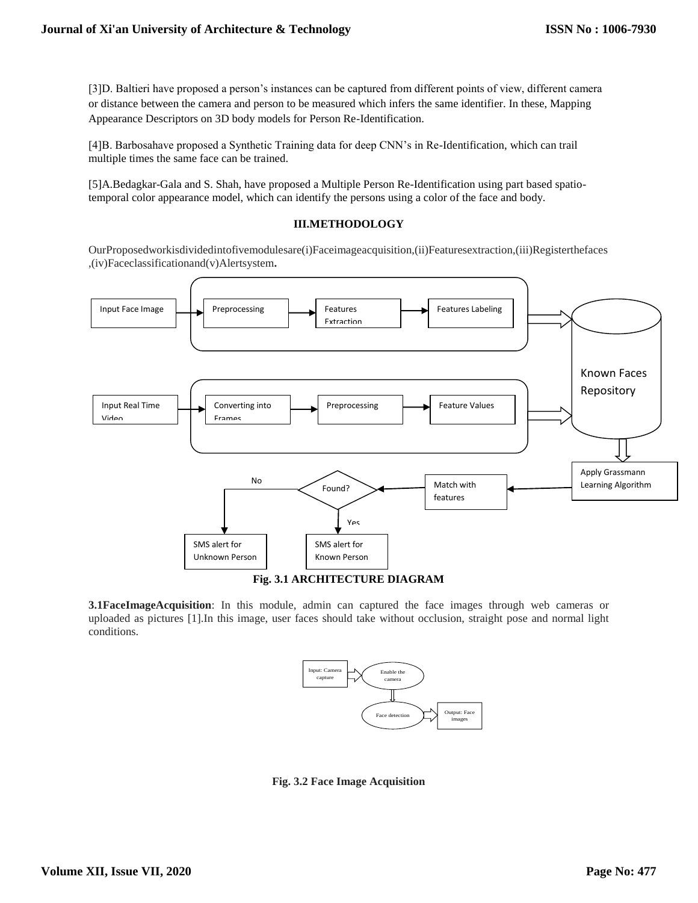[3]D. Baltieri have proposed a person's instances can be captured from different points of view, different camera or distance between the camera and person to be measured which infers the same identifier. In these, Mapping Appearance Descriptors on 3D body models for Person Re-Identification.

[4]B. Barbosahave proposed a Synthetic Training data for deep CNN's in Re-Identification, which can trail multiple times the same face can be trained.

[5]A.Bedagkar-Gala and S. Shah, have proposed a Multiple Person Re-Identification using part based spatio-temporal color appearance model, which can identify the persons using a color of the face and body.

## III.METHODOLOGY

OurProposedworkisdividedintofivemodulesare(i)Faceimageacquisition,(ii)Featuresextraction,(iii)Registerthefaces ,(iv)Faceclassificationand(v)Alertsystem**.**

**Fig. 3.1 ARCHITECTURE DIAGRAM**

**3.1FaceImageAcquisition**: In this module, admin can captured the face images through web cameras or uploaded as pictures [1].In this image, user faces should take without occlusion, straight pose and normal light conditions.

**Fig. 3.2 Face Image Acquisition**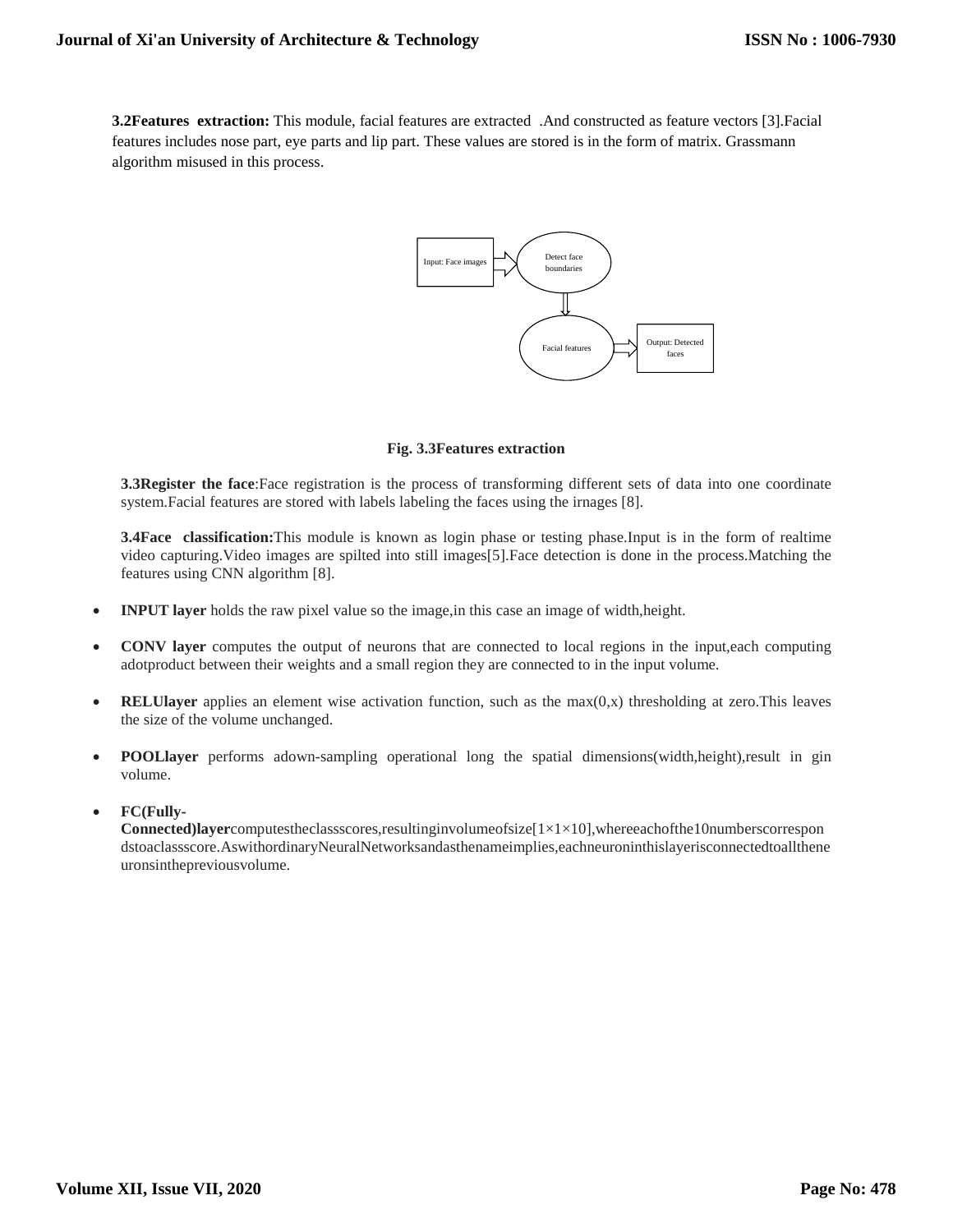**3.2Features extraction:** This module, facial features are extracted .And constructed as feature vectors [3].Facial features includes nose part, eye parts and lip part. These values are stored is in the form of matrix. Grassmann algorithm misused in this process.

Input: Face images

Detect face boundaries

Facial features

Output: Detected faces

**Fig. 3.3Features extraction**

**3.3Register the face**:Face registration is the process of transforming different sets of data into one coordinate system.Facial features are stored with labels labeling the faces using the irnages [8].

**3.4Face classification:**This module is known as login phase or testing phase.Input is in the form of realtime video capturing.Video images are spilted into still images[5].Face detection is done in the process.Matching the features using CNN algorithm [8].

- **INPUT layer** holds the raw pixel value so the image,in this case an image of width,height.
- **CONV layer** computes the output of neurons that are connected to local regions in the input,each computing adotproduct between their weights and a small region they are connected to in the input volume.
- **RELUlayer** applies an element wise activation function, such as the max(0,x) thresholding at zero.This leaves the size of the volume unchanged.
- **POOLlayer** performs adown-sampling operational long the spatial dimensions(width,height),result in gin volume.
- **FC(Fully-Connected)layer**computestheclassscores,resultinginvolumeofsize[1×1×10],whereeachofthe10numberscorrespondstoaclassscore.AswithordinaryNeuralNetworksandasthenameimplies,eachneuroninthislayerisconnectedtoalltheneuronsinthepreviousvolume.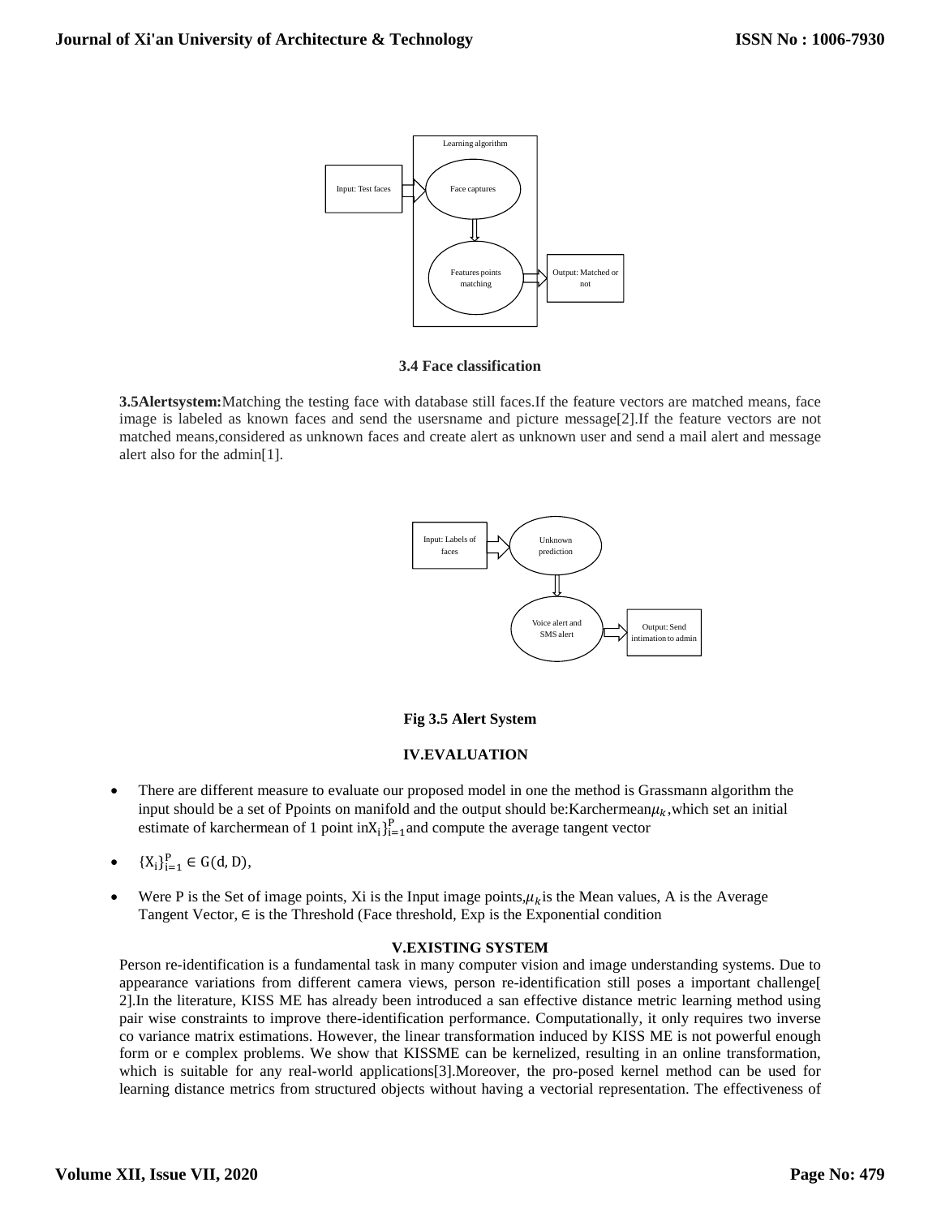Learning algorithm

Input: Test faces → Face captures → Features points matching → Output: Matched or not

**3.4 Face classification**

**3.5Alertsystem:**Matching the testing face with database still faces.If the feature vectors are matched means, face image is labeled as known faces and send the usersname and picture message[2].If the feature vectors are not matched means,considered as unknown faces and create alert as unknown user and send a mail alert and message alert also for the admin[1].

Input: Labels of faces → Unknown prediction → Voice alert and SMS alert → Output: Send intimation to admin

**Fig 3.5 Alert System**

## IV.EVALUATION

- There are different measure to evaluate our proposed model in one the method is Grassmann algorithm the input should be a set of Ppoints on manifold and the output should be:Karchermean$\mu_k$,which set an initial estimate of karchermean of 1 point in$X_i\}_{i=1}^{P}$and compute the average tangent vector
- $\{X_i\}_{i=1}^{P} \in G(d, D)$,
- Were P is the Set of image points, Xi is the Input image points,$\mu_k$is the Mean values, A is the Average Tangent Vector, ∈ is the Threshold (Face threshold, Exp is the Exponential condition

## V.EXISTING SYSTEM

Person re-identification is a fundamental task in many computer vision and image understanding systems. Due to appearance variations from different camera views, person re-identification still poses a important challenge[ 2].In the literature, KISS ME has already been introduced a san effective distance metric learning method using pair wise constraints to improve there-identification performance. Computationally, it only requires two inverse co variance matrix estimations. However, the linear transformation induced by KISS ME is not powerful enough form or e complex problems. We show that KISSME can be kernelized, resulting in an online transformation, which is suitable for any real-world applications[3].Moreover, the pro-posed kernel method can be used for learning distance metrics from structured objects without having a vectorial representation. The effectiveness of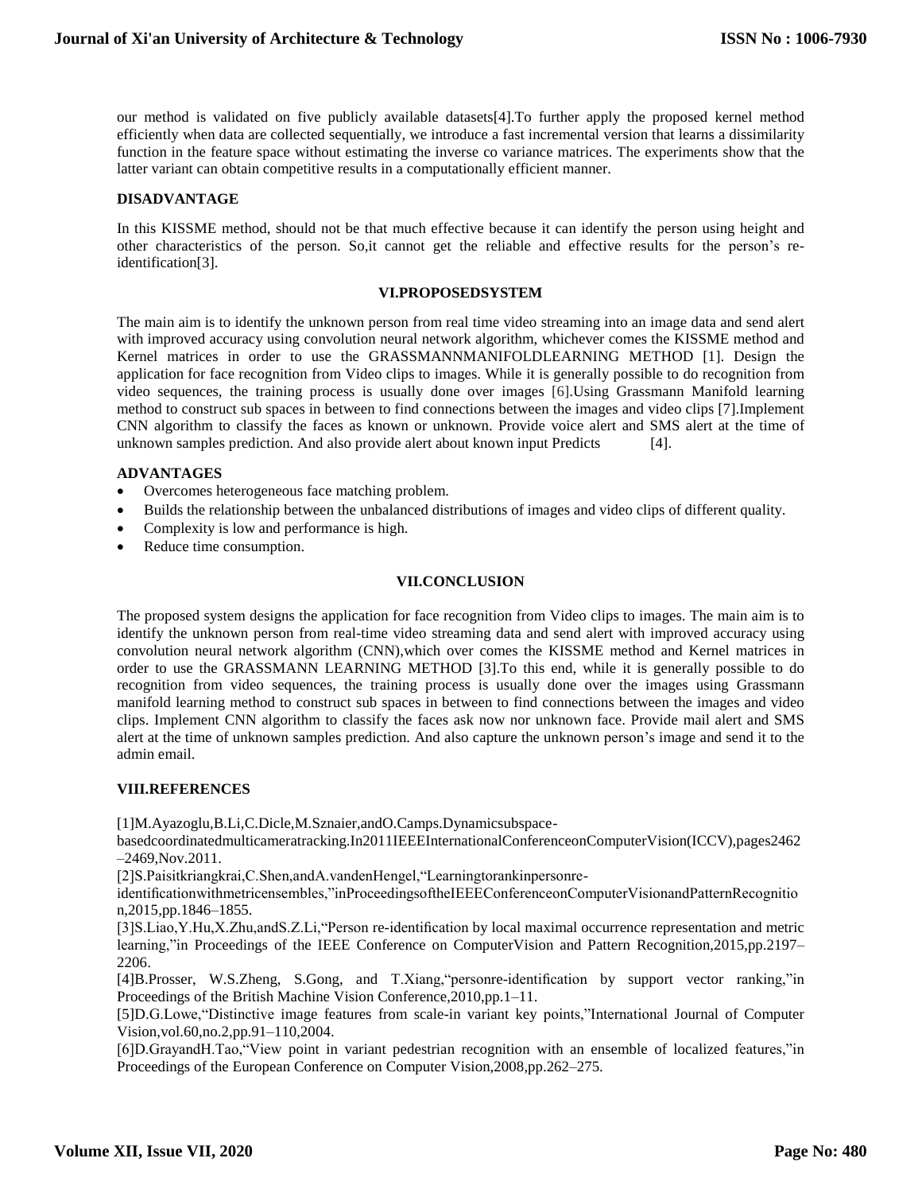our method is validated on five publicly available datasets[4].To further apply the proposed kernel method efficiently when data are collected sequentially, we introduce a fast incremental version that learns a dissimilarity function in the feature space without estimating the inverse co variance matrices. The experiments show that the latter variant can obtain competitive results in a computationally efficient manner.

**DISADVANTAGE**

In this KISSME method, should not be that much effective because it can identify the person using height and other characteristics of the person. So,it cannot get the reliable and effective results for the person's re-identification[3].

## VI.PROPOSEDSYSTEM

The main aim is to identify the unknown person from real time video streaming into an image data and send alert with improved accuracy using convolution neural network algorithm, whichever comes the KISSME method and Kernel matrices in order to use the GRASSMANNMANIFOLDLEARNING METHOD [1]. Design the application for face recognition from Video clips to images. While it is generally possible to do recognition from video sequences, the training process is usually done over images [6].Using Grassmann Manifold learning method to construct sub spaces in between to find connections between the images and video clips [7].Implement CNN algorithm to classify the faces as known or unknown. Provide voice alert and SMS alert at the time of unknown samples prediction. And also provide alert about known input Predicts [4].

**ADVANTAGES**

- Overcomes heterogeneous face matching problem.
- Builds the relationship between the unbalanced distributions of images and video clips of different quality.
- Complexity is low and performance is high.
- Reduce time consumption.

## VII.CONCLUSION

The proposed system designs the application for face recognition from Video clips to images. The main aim is to identify the unknown person from real-time video streaming data and send alert with improved accuracy using convolution neural network algorithm (CNN),which over comes the KISSME method and Kernel matrices in order to use the GRASSMANN LEARNING METHOD [3].To this end, while it is generally possible to do recognition from video sequences, the training process is usually done over the images using Grassmann manifold learning method to construct sub spaces in between to find connections between the images and video clips. Implement CNN algorithm to classify the faces ask now nor unknown face. Provide mail alert and SMS alert at the time of unknown samples prediction. And also capture the unknown person's image and send it to the admin email.

## VIII.REFERENCES

[1]M.Ayazoglu,B.Li,C.Dicle,M.Sznaier,andO.Camps.Dynamicsubspace-basedcoordinatedmulticameratracking.In2011IEEEInternationalConferenceonComputerVision(ICCV),pages2462–2469,Nov.2011.

[2]S.Paisitkriangkrai,C.Shen,andA.vandenHengel,"Learningtorankinpersonre-identificationwithmetricensembles,"inProceedingsoftheIEEEConferenceonComputerVisionandPatternRecognition,2015,pp.1846–1855.

[3]S.Liao,Y.Hu,X.Zhu,andS.Z.Li,"Person re-identification by local maximal occurrence representation and metric learning,"in Proceedings of the IEEE Conference on ComputerVision and Pattern Recognition,2015,pp.2197–2206.

[4]B.Prosser, W.S.Zheng, S.Gong, and T.Xiang,"personre-identification by support vector ranking,"in Proceedings of the British Machine Vision Conference,2010,pp.1–11.

[5]D.G.Lowe,"Distinctive image features from scale-in variant key points,"International Journal of Computer Vision,vol.60,no.2,pp.91–110,2004.

[6]D.GrayandH.Tao,"View point in variant pedestrian recognition with an ensemble of localized features,"in Proceedings of the European Conference on Computer Vision,2008,pp.262–275.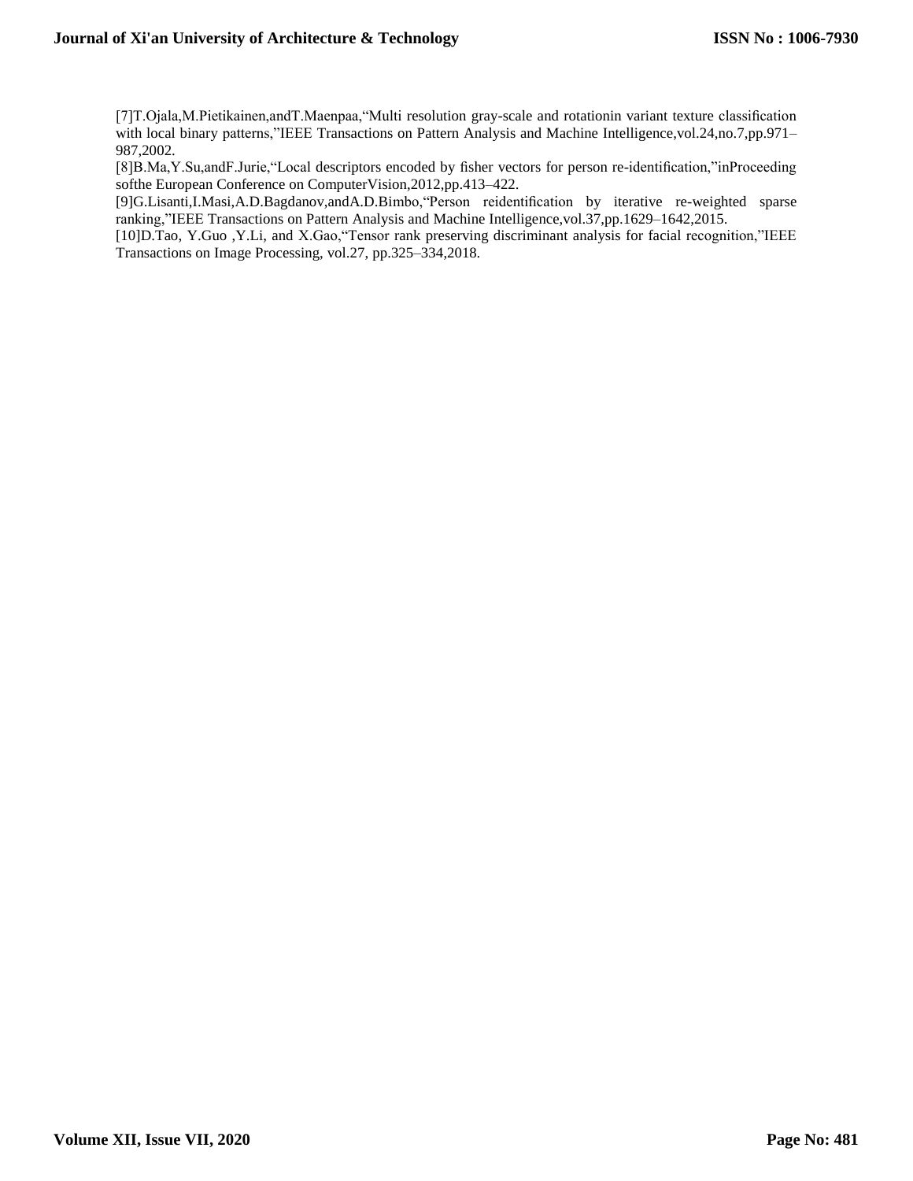[7]T.Ojala,M.Pietikainen,andT.Maenpaa,"Multi resolution gray-scale and rotationin variant texture classification with local binary patterns,"IEEE Transactions on Pattern Analysis and Machine Intelligence,vol.24,no.7,pp.971–987,2002.

[8]B.Ma,Y.Su,andF.Jurie,"Local descriptors encoded by fisher vectors for person re-identification,"inProceeding softhe European Conference on ComputerVision,2012,pp.413–422.

[9]G.Lisanti,I.Masi,A.D.Bagdanov,andA.D.Bimbo,"Person reidentification by iterative re-weighted sparse ranking,"IEEE Transactions on Pattern Analysis and Machine Intelligence,vol.37,pp.1629–1642,2015.

[10]D.Tao, Y.Guo ,Y.Li, and X.Gao,"Tensor rank preserving discriminant analysis for facial recognition,"IEEE Transactions on Image Processing, vol.27, pp.325–334,2018.